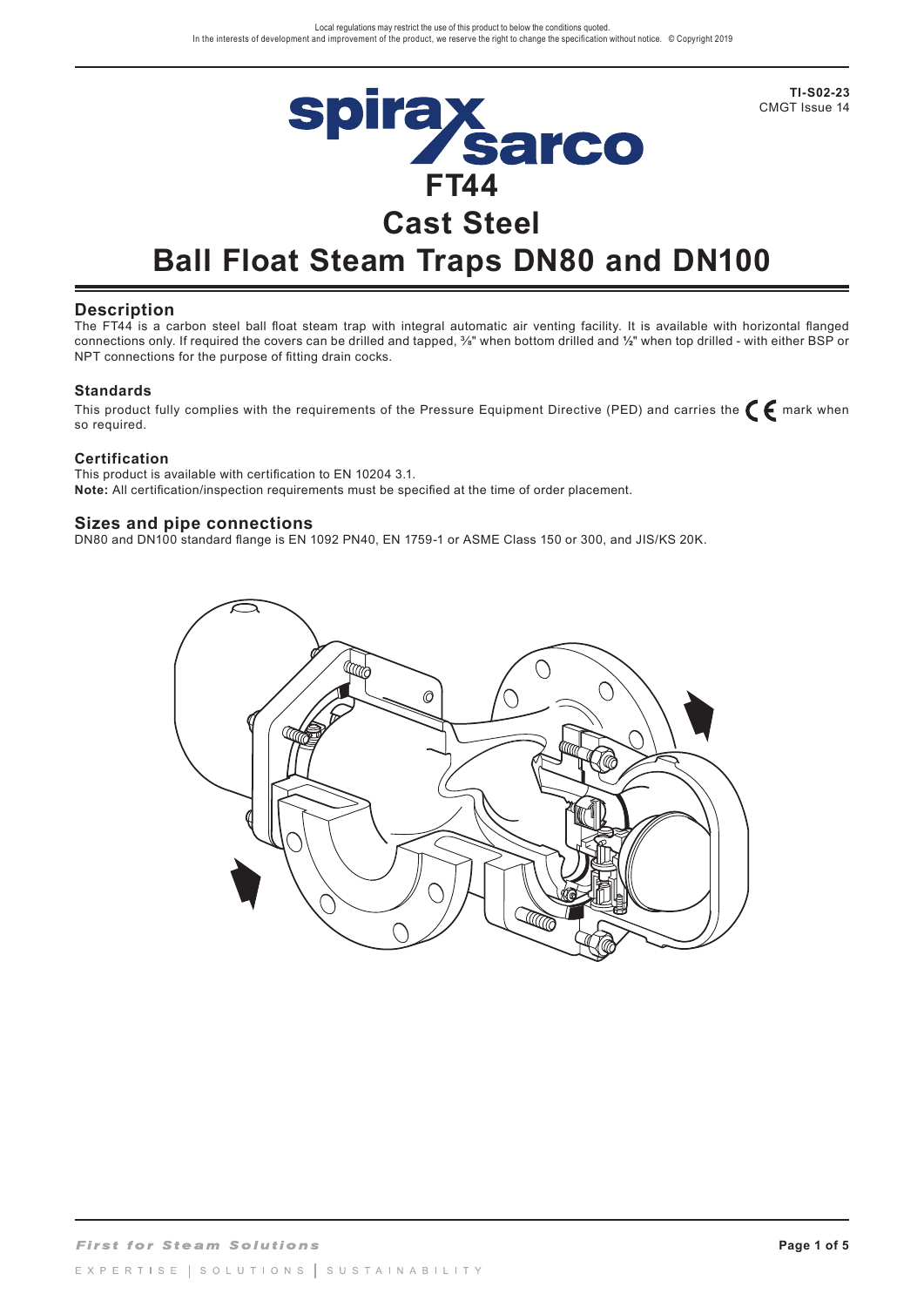Local regulations may restrict the use of this product to below the conditions quoted.
In the interests of development and improvement of the product, we reserve the right to change the specification without notice. © Copyright 2019

**TI-S02-23**
CMGT Issue 14

# FT44
# Cast Steel
# Ball Float Steam Traps DN80 and DN100

## Description

The FT44 is a carbon steel ball float steam trap with integral automatic air venting facility. It is available with horizontal flanged connections only. If required the covers can be drilled and tapped, ⅜" when bottom drilled and ½" when top drilled - with either BSP or NPT connections for the purpose of fitting drain cocks.

### Standards

This product fully complies with the requirements of the Pressure Equipment Directive (PED) and carries the CE mark when so required.

### Certification

This product is available with certification to EN 10204 3.1.
**Note:** All certification/inspection requirements must be specified at the time of order placement.

## Sizes and pipe connections

DN80 and DN100 standard flange is EN 1092 PN40, EN 1759-1 or ASME Class 150 or 300, and JIS/KS 20K.

*First for Steam Solutions*

EXPERTISE | SOLUTIONS | SUSTAINABILITY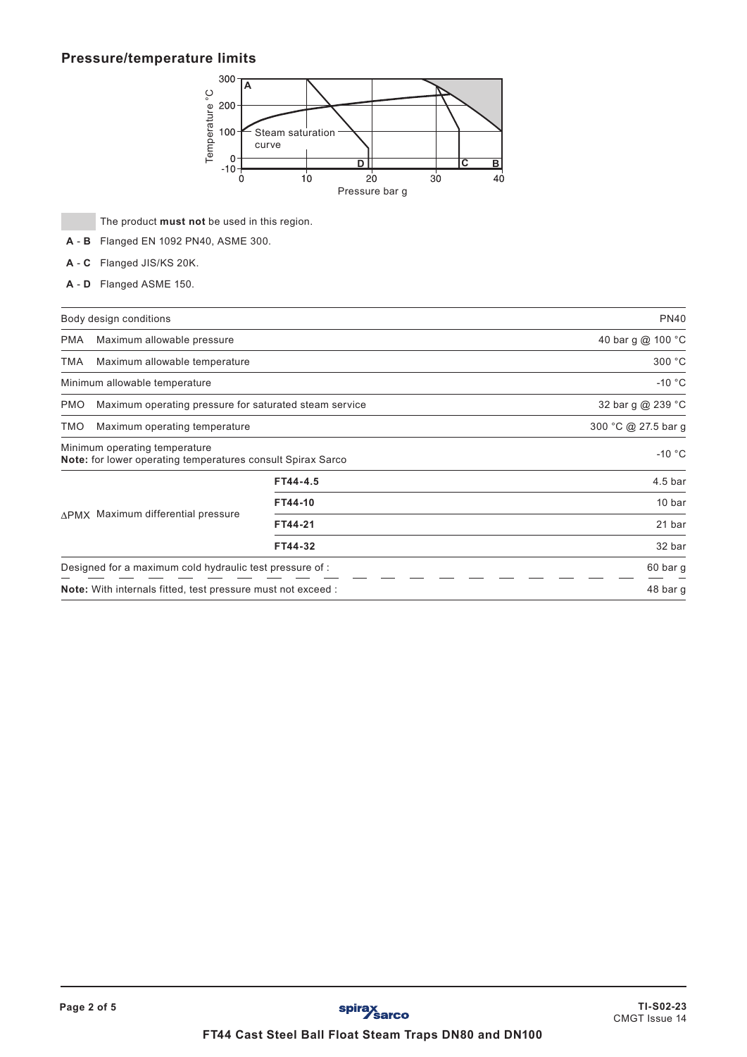## Pressure/temperature limits

The product **must not** be used in this region.

**A - B** Flanged EN 1092 PN40, ASME 300.

**A - C** Flanged JIS/KS 20K.

**A - D** Flanged ASME 150.

| Body design conditions | | | PN40 |
|---|---|---|---|
| PMA | Maximum allowable pressure | | 40 bar g @ 100 °C |
| TMA | Maximum allowable temperature | | 300 °C |
| Minimum allowable temperature | | | -10 °C |
| PMO | Maximum operating pressure for saturated steam service | | 32 bar g @ 239 °C |
| TMO | Maximum operating temperature | | 300 °C @ 27.5 bar g |
| Minimum operating temperature<br>**Note:** for lower operating temperatures consult Spirax Sarco | | | -10 °C |
| ΔPMX | Maximum differential pressure | **FT44-4.5** | 4.5 bar |
| | | **FT44-10** | 10 bar |
| | | **FT44-21** | 21 bar |
| | | **FT44-32** | 32 bar |
| Designed for a maximum cold hydraulic test pressure of : | | | 60 bar g |
| **Note:** With internals fitted, test pressure must not exceed : | | | 48 bar g |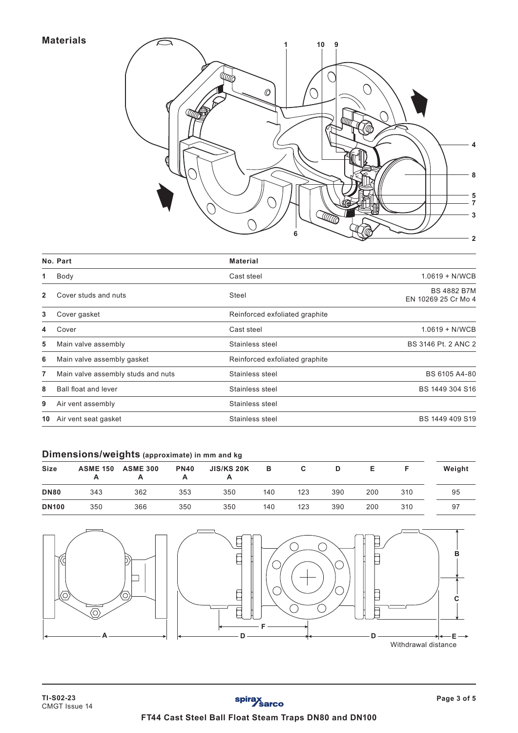## Materials

| No. | Part | Material | |
|---|---|---|---|
| 1 | Body | Cast steel | 1.0619 + N/WCB |
| 2 | Cover studs and nuts | Steel | BS 4882 B7M EN 10269 25 Cr Mo 4 |
| 3 | Cover gasket | Reinforced exfoliated graphite | |
| 4 | Cover | Cast steel | 1.0619 + N/WCB |
| 5 | Main valve assembly | Stainless steel | BS 3146 Pt. 2 ANC 2 |
| 6 | Main valve assembly gasket | Reinforced exfoliated graphite | |
| 7 | Main valve assembly studs and nuts | Stainless steel | BS 6105 A4-80 |
| 8 | Ball float and lever | Stainless steel | BS 1449 304 S16 |
| 9 | Air vent assembly | Stainless steel | |
| 10 | Air vent seat gasket | Stainless steel | BS 1449 409 S19 |

## Dimensions/weights (approximate) in mm and kg

| Size | ASME 150 A | ASME 300 A | PN40 A | JIS/KS 20K A | B | C | D | E | F | Weight |
|---|---|---|---|---|---|---|---|---|---|---|
| DN80 | 343 | 362 | 353 | 350 | 140 | 123 | 390 | 200 | 310 | 95 |
| DN100 | 350 | 366 | 350 | 350 | 140 | 123 | 390 | 200 | 310 | 97 |

Withdrawal distance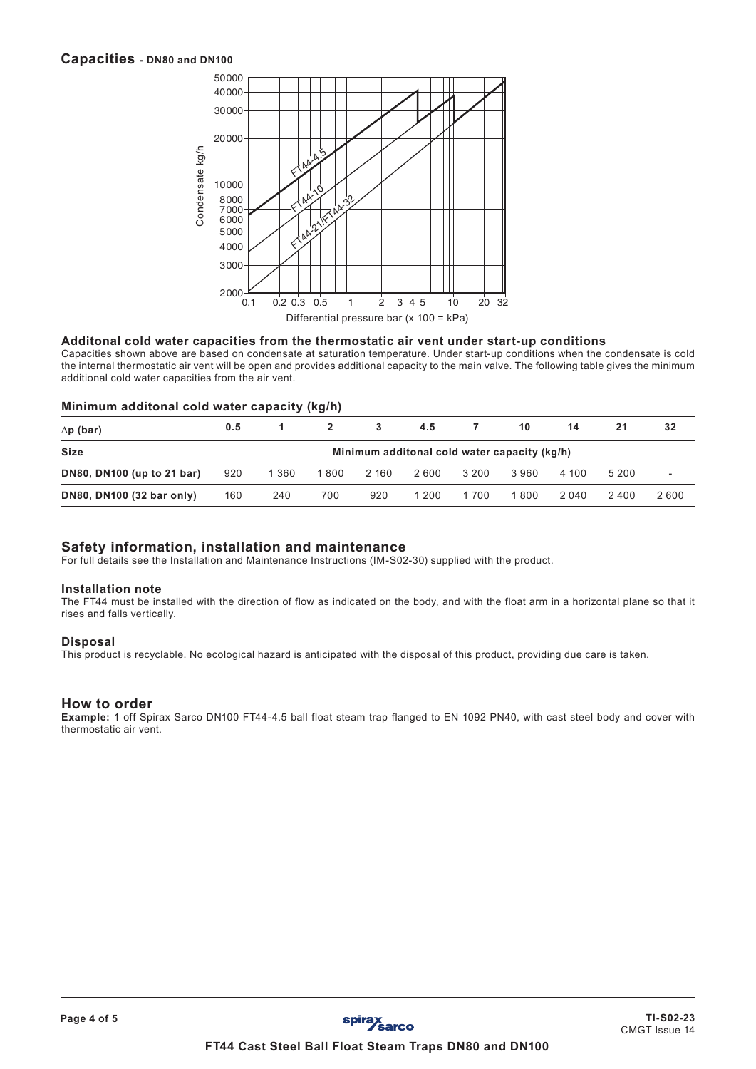## Capacities - DN80 and DN100

## Additonal cold water capacities from the thermostatic air vent under start-up conditions

Capacities shown above are based on condensate at saturation temperature. Under start-up conditions when the condensate is cold the internal thermostatic air vent will be open and provides additional capacity to the main valve. The following table gives the minimum additional cold water capacities from the air vent.

### Minimum additonal cold water capacity (kg/h)

| ∆p (bar) | 0.5 | 1 | 2 | 3 | 4.5 | 7 | 10 | 14 | 21 | 32 |
|---|---|---|---|---|---|---|---|---|---|---|
| **Size** | Minimum additonal cold water capacity (kg/h) | | | | | | | | | |
| **DN80, DN100 (up to 21 bar)** | 920 | 1 360 | 1 800 | 2 160 | 2 600 | 3 200 | 3 960 | 4 100 | 5 200 | - |
| **DN80, DN100 (32 bar only)** | 160 | 240 | 700 | 920 | 1 200 | 1 700 | 1 800 | 2 040 | 2 400 | 2 600 |

## Safety information, installation and maintenance

For full details see the Installation and Maintenance Instructions (IM-S02-30) supplied with the product.

### Installation note

The FT44 must be installed with the direction of flow as indicated on the body, and with the float arm in a horizontal plane so that it rises and falls vertically.

### Disposal

This product is recyclable. No ecological hazard is anticipated with the disposal of this product, providing due care is taken.

## How to order

**Example:** 1 off Spirax Sarco DN100 FT44-4.5 ball float steam trap flanged to EN 1092 PN40, with cast steel body and cover with thermostatic air vent.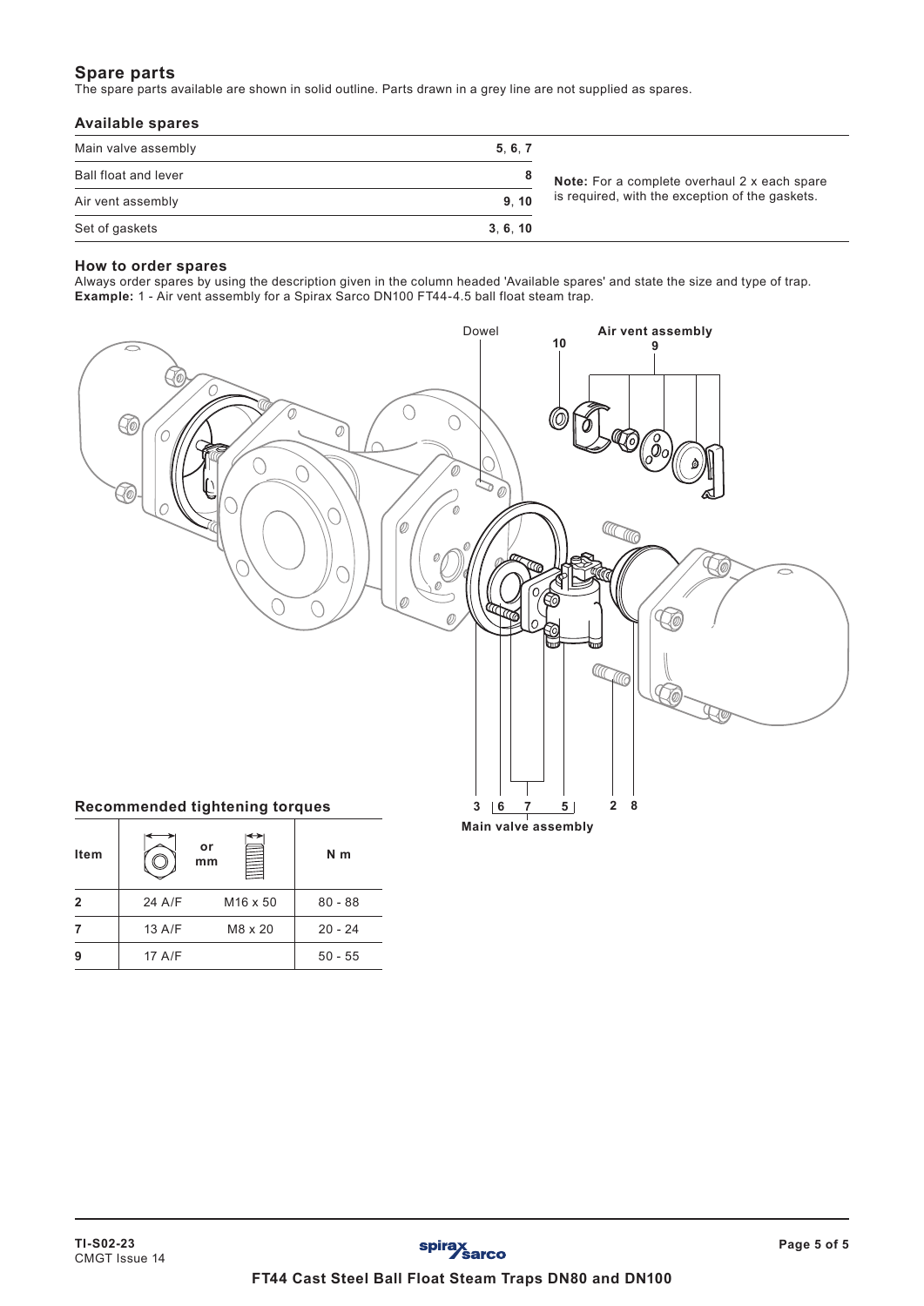## Spare parts

The spare parts available are shown in solid outline. Parts drawn in a grey line are not supplied as spares.

### Available spares

| | |
|---|---|
| Main valve assembly | **5**, **6**, **7** |
| Ball float and lever | **8** |
| Air vent assembly | **9**, **10** |
| Set of gaskets | **3**, **6**, **10** |

**Note:** For a complete overhaul 2 x each spare is required, with the exception of the gaskets.

### How to order spares

Always order spares by using the description given in the column headed 'Available spares' and state the size and type of trap.
**Example:** 1 - Air vent assembly for a Spirax Sarco DN100 FT44-4.5 ball float steam trap.

Dowel
10
Air vent assembly
9
3 6 7 5 2 8
Main valve assembly

### Recommended tightening torques

| Item | | or mm | N m |
|---|---|---|---|
| 2 | 24 A/F | M16 x 50 | 80 - 88 |
| 7 | 13 A/F | M8 x 20 | 20 - 24 |
| 9 | 17 A/F | | 50 - 55 |

TI-S02-23
CMGT Issue 14

FT44 Cast Steel Ball Float Steam Traps DN80 and DN100